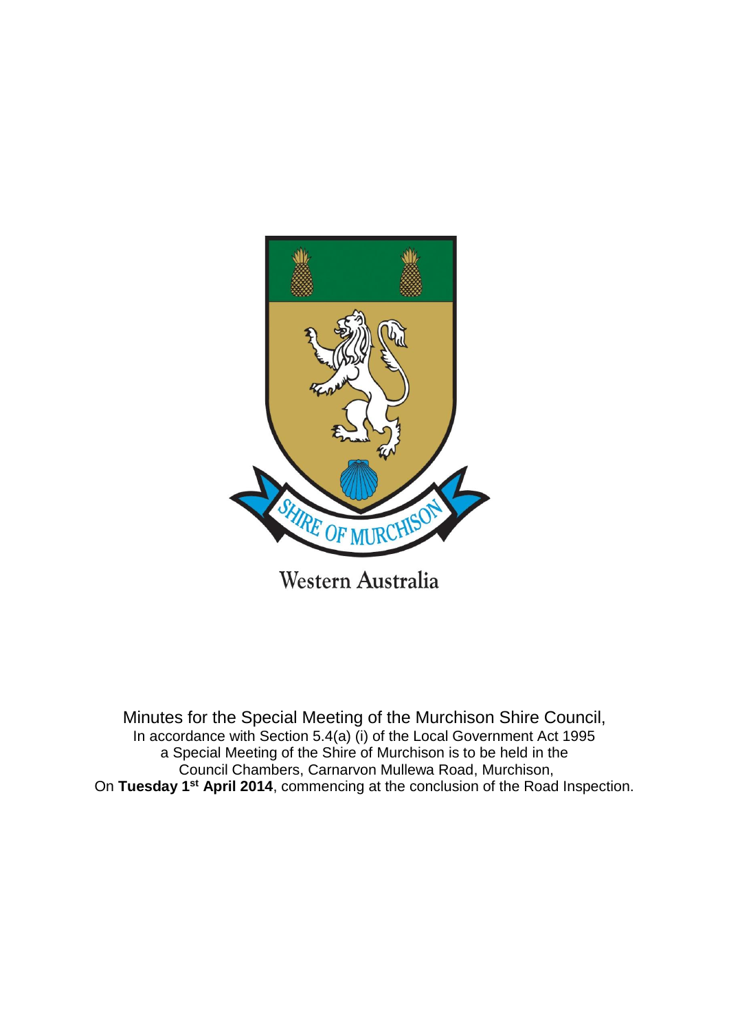SHIRE OF MURCHISON

Western Australia

Minutes for the Special Meeting of the Murchison Shire Council,
In accordance with Section 5.4(a) (i) of the Local Government Act 1995
a Special Meeting of the Shire of Murchison is to be held in the
Council Chambers, Carnarvon Mullewa Road, Murchison,
On **Tuesday 1st April 2014**, commencing at the conclusion of the Road Inspection.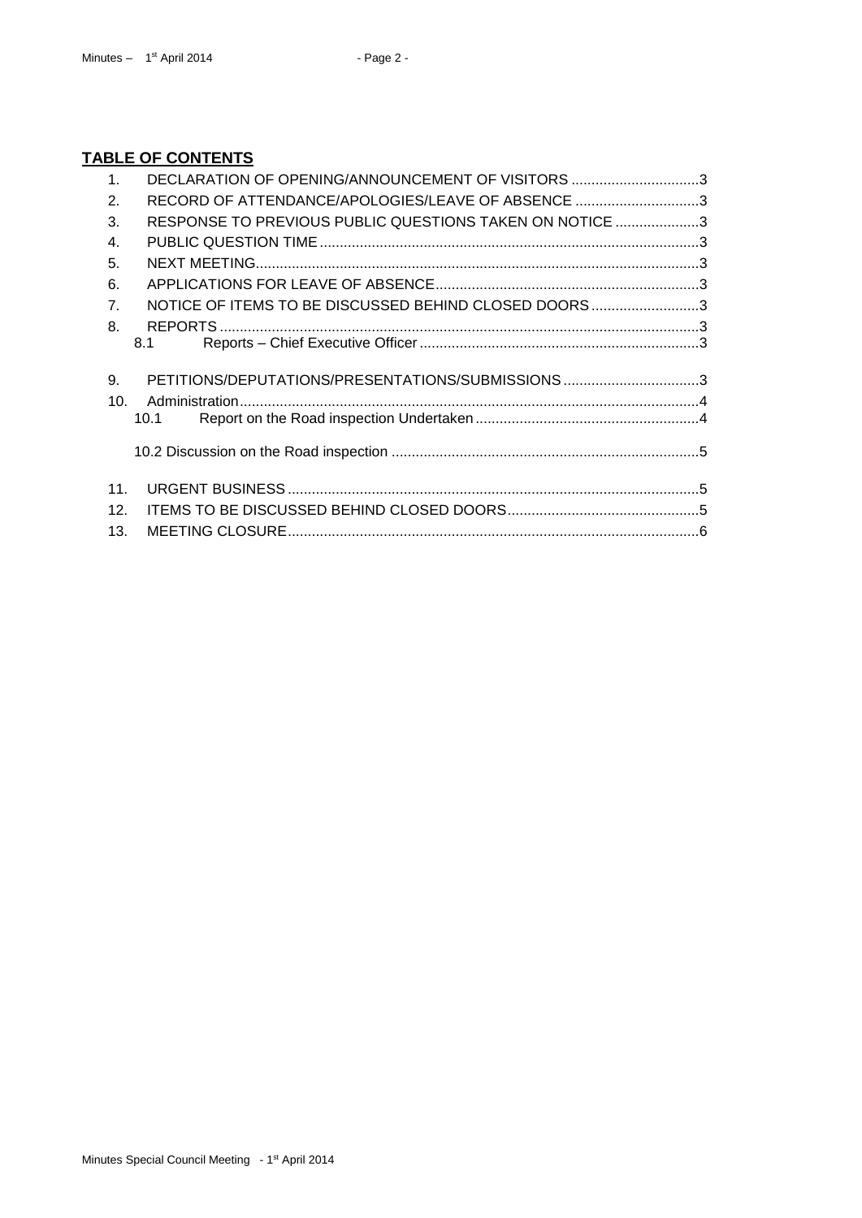**TABLE OF CONTENTS**

1. DECLARATION OF OPENING/ANNOUNCEMENT OF VISITORS ................................3
2. RECORD OF ATTENDANCE/APOLOGIES/LEAVE OF ABSENCE ...............................3
3. RESPONSE TO PREVIOUS PUBLIC QUESTIONS TAKEN ON NOTICE .....................3
4. PUBLIC QUESTION TIME ..............................................................................................3
5. NEXT MEETING..............................................................................................................3
6. APPLICATIONS FOR LEAVE OF ABSENCE..................................................................3
7. NOTICE OF ITEMS TO BE DISCUSSED BEHIND CLOSED DOORS...........................3
8. REPORTS ........................................................................................................................3
   - 8.1 Reports – Chief Executive Officer ......................................................................3
9. PETITIONS/DEPUTATIONS/PRESENTATIONS/SUBMISSIONS ..................................3
10. Administration...................................................................................................................4
    - 10.1 Report on the Road inspection Undertaken ........................................................4
    - 10.2 Discussion on the Road inspection .............................................................................5
11. URGENT BUSINESS ......................................................................................................5
12. ITEMS TO BE DISCUSSED BEHIND CLOSED DOORS................................................5
13. MEETING CLOSURE.......................................................................................................6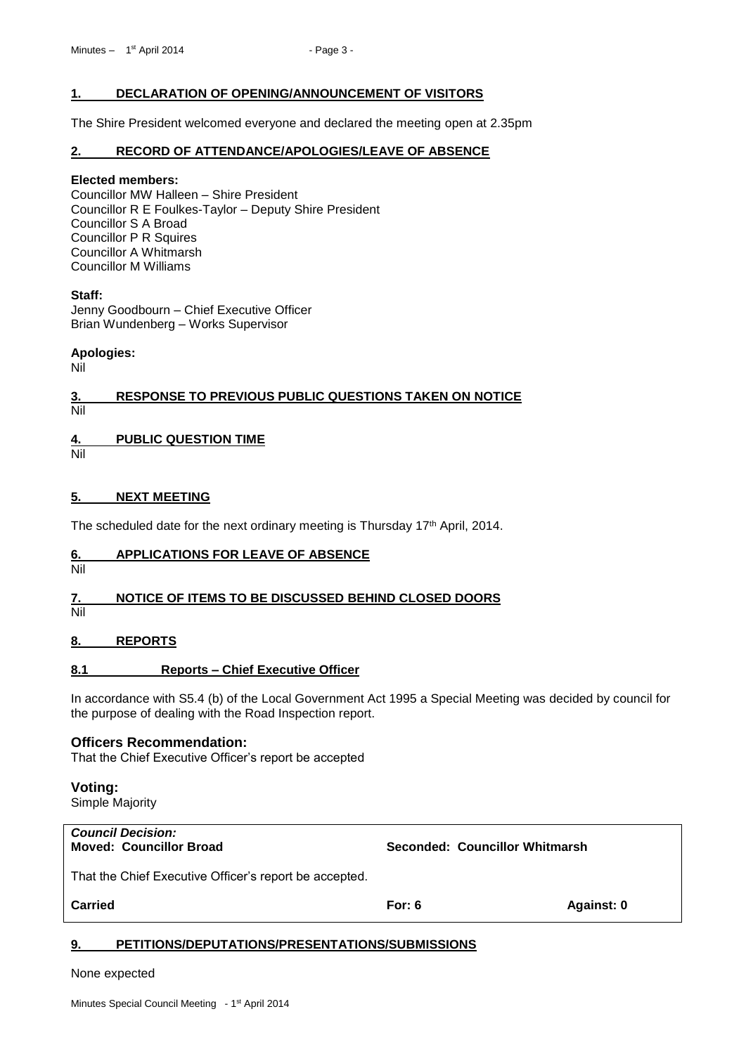## 1. DECLARATION OF OPENING/ANNOUNCEMENT OF VISITORS

The Shire President welcomed everyone and declared the meeting open at 2.35pm

## 2. RECORD OF ATTENDANCE/APOLOGIES/LEAVE OF ABSENCE

**Elected members:**
Councillor MW Halleen – Shire President
Councillor R E Foulkes-Taylor – Deputy Shire President
Councillor S A Broad
Councillor P R Squires
Councillor A Whitmarsh
Councillor M Williams

**Staff:**
Jenny Goodbourn – Chief Executive Officer
Brian Wundenberg – Works Supervisor

**Apologies:**
Nil

## 3. RESPONSE TO PREVIOUS PUBLIC QUESTIONS TAKEN ON NOTICE

Nil

## 4. PUBLIC QUESTION TIME

Nil

## 5. NEXT MEETING

The scheduled date for the next ordinary meeting is Thursday 17th April, 2014.

## 6. APPLICATIONS FOR LEAVE OF ABSENCE

Nil

## 7. NOTICE OF ITEMS TO BE DISCUSSED BEHIND CLOSED DOORS

Nil

## 8. REPORTS

### 8.1 Reports – Chief Executive Officer

In accordance with S5.4 (b) of the Local Government Act 1995 a Special Meeting was decided by council for the purpose of dealing with the Road Inspection report.

**Officers Recommendation:**
That the Chief Executive Officer's report be accepted

**Voting:**
Simple Majority

***Council Decision:***
**Moved: Councillor Broad** **Seconded: Councillor Whitmarsh**

That the Chief Executive Officer's report be accepted.

**Carried** **For: 6** **Against: 0**

## 9. PETITIONS/DEPUTATIONS/PRESENTATIONS/SUBMISSIONS

None expected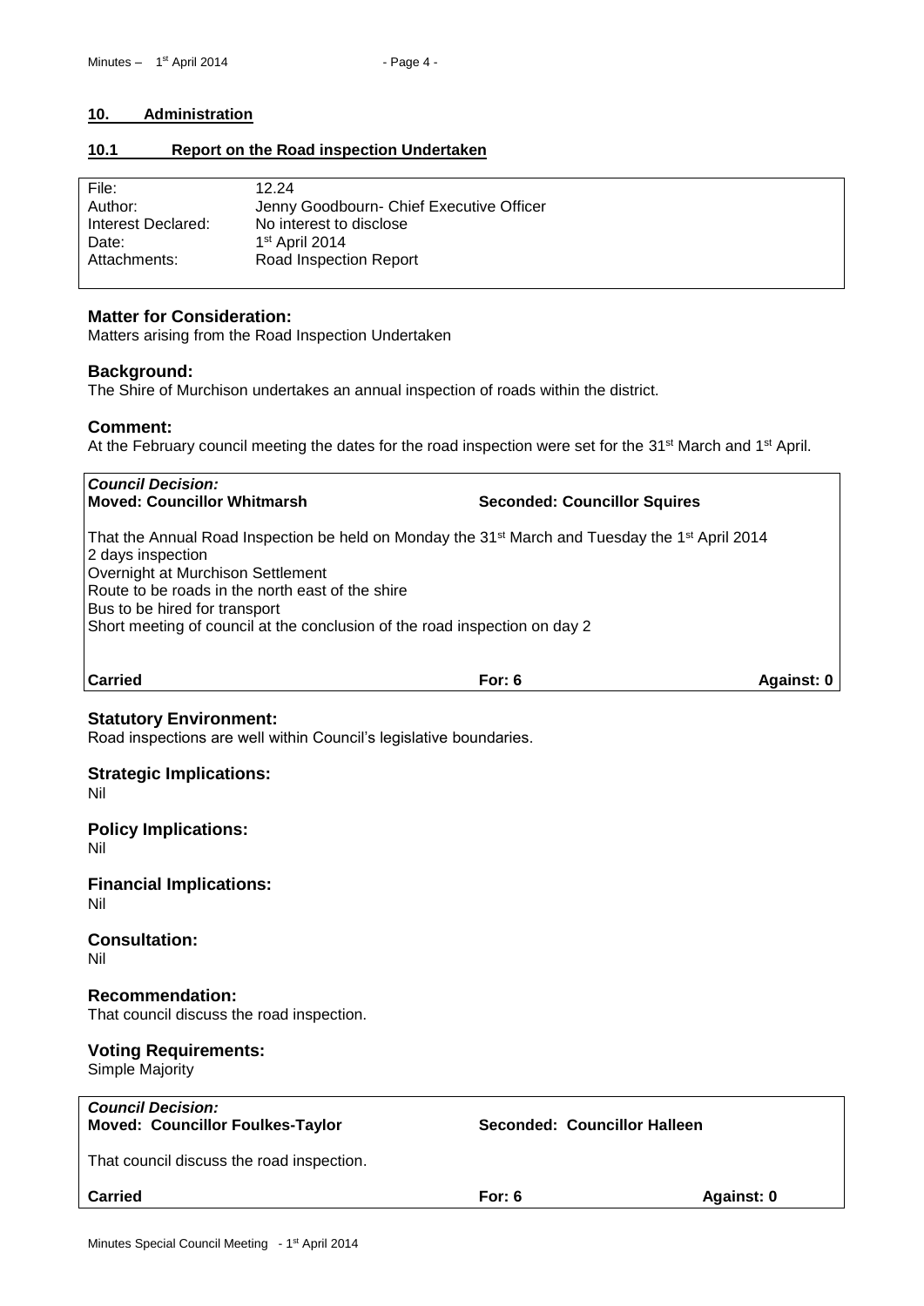## 10. Administration

### 10.1 Report on the Road inspection Undertaken

| | |
|---|---|
| File: | 12.24 |
| Author: | Jenny Goodbourn- Chief Executive Officer |
| Interest Declared: | No interest to disclose |
| Date: | 1st April 2014 |
| Attachments: | Road Inspection Report |

**Matter for Consideration:**
Matters arising from the Road Inspection Undertaken

**Background:**
The Shire of Murchison undertakes an annual inspection of roads within the district.

**Comment:**
At the February council meeting the dates for the road inspection were set for the 31st March and 1st April.

***Council Decision:***
**Moved: Councillor Whitmarsh** **Seconded: Councillor Squires**

That the Annual Road Inspection be held on Monday the 31st March and Tuesday the 1st April 2014
2 days inspection
Overnight at Murchison Settlement
Route to be roads in the north east of the shire
Bus to be hired for transport
Short meeting of council at the conclusion of the road inspection on day 2

**Carried** **For: 6** **Against: 0**

**Statutory Environment:**
Road inspections are well within Council's legislative boundaries.

**Strategic Implications:**
Nil

**Policy Implications:**
Nil

**Financial Implications:**
Nil

**Consultation:**
Nil

**Recommendation:**
That council discuss the road inspection.

**Voting Requirements:**
Simple Majority

***Council Decision:***
**Moved: Councillor Foulkes-Taylor** **Seconded: Councillor Halleen**

That council discuss the road inspection.

**Carried** **For: 6** **Against: 0**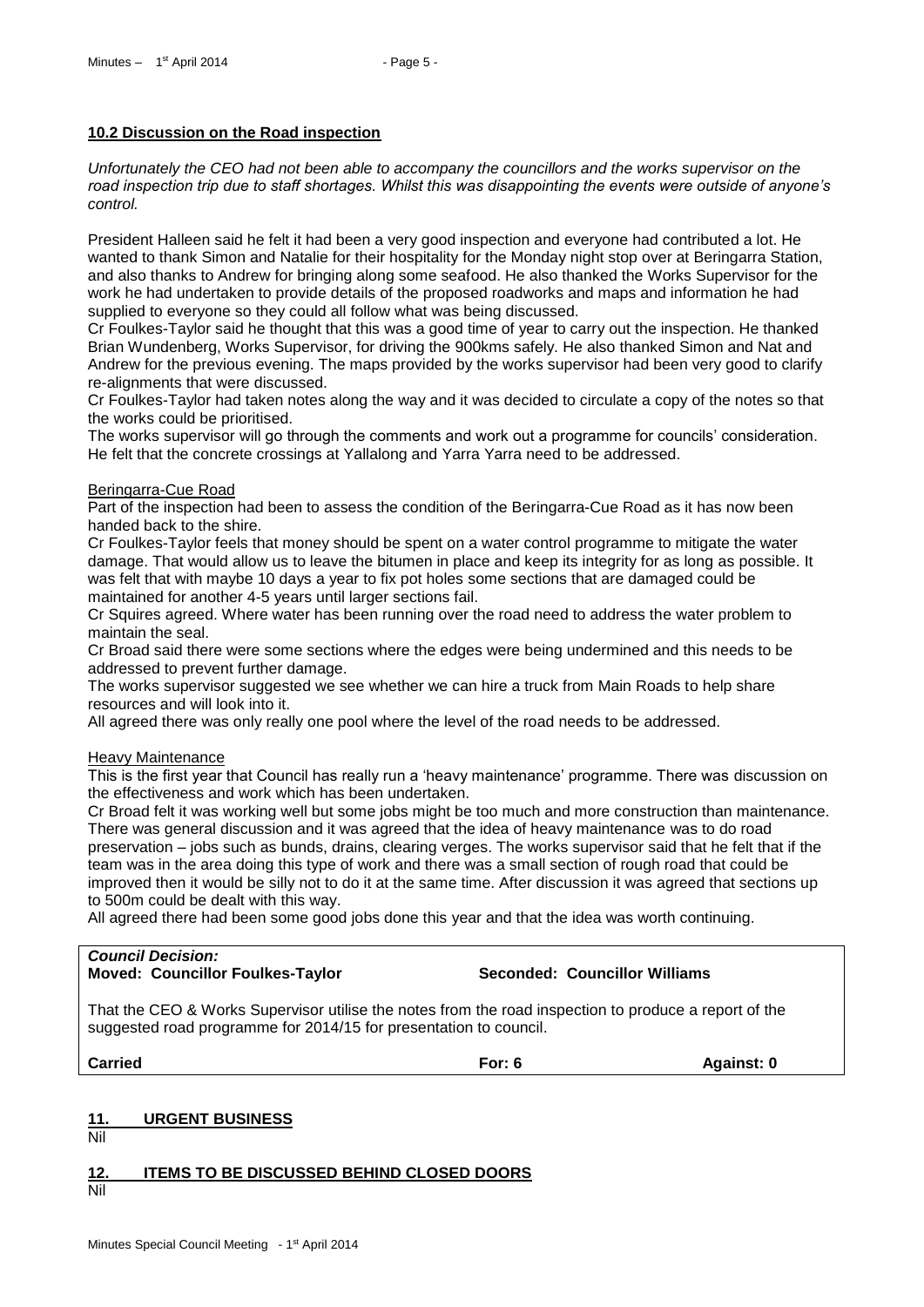### 10.2 Discussion on the Road inspection

*Unfortunately the CEO had not been able to accompany the councillors and the works supervisor on the road inspection trip due to staff shortages. Whilst this was disappointing the events were outside of anyone's control.*

President Halleen said he felt it had been a very good inspection and everyone had contributed a lot. He wanted to thank Simon and Natalie for their hospitality for the Monday night stop over at Beringarra Station, and also thanks to Andrew for bringing along some seafood. He also thanked the Works Supervisor for the work he had undertaken to provide details of the proposed roadworks and maps and information he had supplied to everyone so they could all follow what was being discussed.

Cr Foulkes-Taylor said he thought that this was a good time of year to carry out the inspection. He thanked Brian Wundenberg, Works Supervisor, for driving the 900kms safely. He also thanked Simon and Nat and Andrew for the previous evening. The maps provided by the works supervisor had been very good to clarify re-alignments that were discussed.

Cr Foulkes-Taylor had taken notes along the way and it was decided to circulate a copy of the notes so that the works could be prioritised.

The works supervisor will go through the comments and work out a programme for councils' consideration. He felt that the concrete crossings at Yallalong and Yarra Yarra need to be addressed.

Beringarra-Cue Road

Part of the inspection had been to assess the condition of the Beringarra-Cue Road as it has now been handed back to the shire.

Cr Foulkes-Taylor feels that money should be spent on a water control programme to mitigate the water damage. That would allow us to leave the bitumen in place and keep its integrity for as long as possible. It was felt that with maybe 10 days a year to fix pot holes some sections that are damaged could be maintained for another 4-5 years until larger sections fail.

Cr Squires agreed. Where water has been running over the road need to address the water problem to maintain the seal.

Cr Broad said there were some sections where the edges were being undermined and this needs to be addressed to prevent further damage.

The works supervisor suggested we see whether we can hire a truck from Main Roads to help share resources and will look into it.

All agreed there was only really one pool where the level of the road needs to be addressed.

Heavy Maintenance

This is the first year that Council has really run a 'heavy maintenance' programme. There was discussion on the effectiveness and work which has been undertaken.

Cr Broad felt it was working well but some jobs might be too much and more construction than maintenance. There was general discussion and it was agreed that the idea of heavy maintenance was to do road preservation – jobs such as bunds, drains, clearing verges. The works supervisor said that he felt that if the team was in the area doing this type of work and there was a small section of rough road that could be improved then it would be silly not to do it at the same time. After discussion it was agreed that sections up to 500m could be dealt with this way.

All agreed there had been some good jobs done this year and that the idea was worth continuing.

***Council Decision:***

**Moved: Councillor Foulkes-Taylor** **Seconded: Councillor Williams**

That the CEO & Works Supervisor utilise the notes from the road inspection to produce a report of the suggested road programme for 2014/15 for presentation to council.

**Carried** **For: 6** **Against: 0**

## 11. URGENT BUSINESS

Nil

## 12. ITEMS TO BE DISCUSSED BEHIND CLOSED DOORS

Nil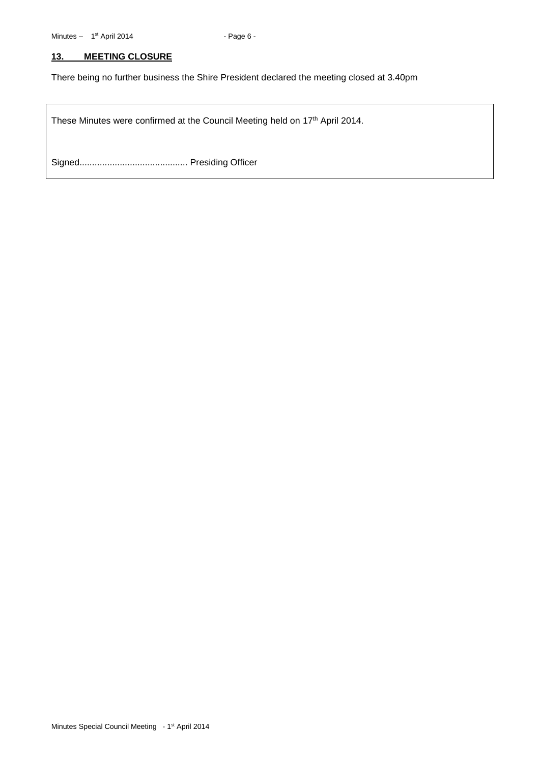## 13. MEETING CLOSURE

There being no further business the Shire President declared the meeting closed at 3.40pm

These Minutes were confirmed at the Council Meeting held on 17th April 2014.

Signed........................................... Presiding Officer